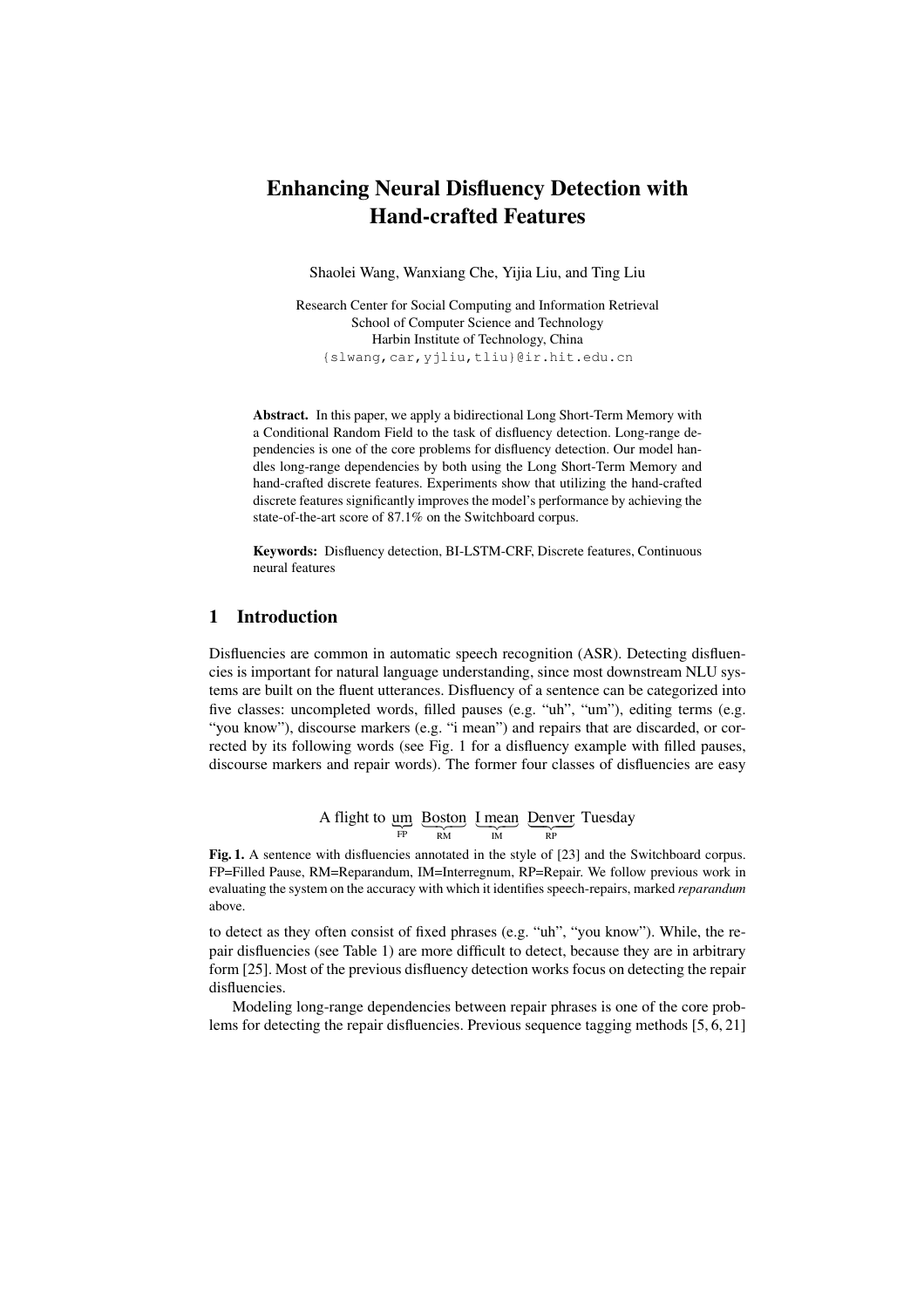# Enhancing Neural Disfluency Detection with Hand-crafted Features

Shaolei Wang, Wanxiang Che, Yijia Liu, and Ting Liu

Research Center for Social Computing and Information Retrieval  
School of Computer Science and Technology  
Harbin Institute of Technology, China  
{slwang,car,yjliu,tliu}@ir.hit.edu.cn

**Abstract.** In this paper, we apply a bidirectional Long Short-Term Memory with a Conditional Random Field to the task of disfluency detection. Long-range dependencies is one of the core problems for disfluency detection. Our model handles long-range dependencies by both using the Long Short-Term Memory and hand-crafted discrete features. Experiments show that utilizing the hand-crafted discrete features significantly improves the model's performance by achieving the state-of-the-art score of 87.1% on the Switchboard corpus.

**Keywords:** Disfluency detection, BI-LSTM-CRF, Discrete features, Continuous neural features

## 1 Introduction

Disfluencies are common in automatic speech recognition (ASR). Detecting disfluencies is important for natural language understanding, since most downstream NLU systems are built on the fluent utterances. Disfluency of a sentence can be categorized into five classes: uncompleted words, filled pauses (e.g. "uh", "um"), editing terms (e.g. "you know"), discourse markers (e.g. "i mean") and repairs that are discarded, or corrected by its following words (see Fig. 1 for a disfluency example with filled pauses, discourse markers and repair words). The former four classes of disfluencies are easy

A flight to $\underbrace{\text{um}}_{\text{FP}}$ $\underbrace{\text{Boston}}_{\text{RM}}$ $\underbrace{\text{I mean}}_{\text{IM}}$ $\underbrace{\text{Denver}}_{\text{RP}}$ Tuesday

**Fig. 1.** A sentence with disfluencies annotated in the style of [23] and the Switchboard corpus. FP=Filled Pause, RM=Reparandum, IM=Interregnum, RP=Repair. We follow previous work in evaluating the system on the accuracy with which it identifies speech-repairs, marked *reparandum* above.

to detect as they often consist of fixed phrases (e.g. "uh", "you know"). While, the repair disfluencies (see Table 1) are more difficult to detect, because they are in arbitrary form [25]. Most of the previous disfluency detection works focus on detecting the repair disfluencies.

Modeling long-range dependencies between repair phrases is one of the core problems for detecting the repair disfluencies. Previous sequence tagging methods [5, 6, 21]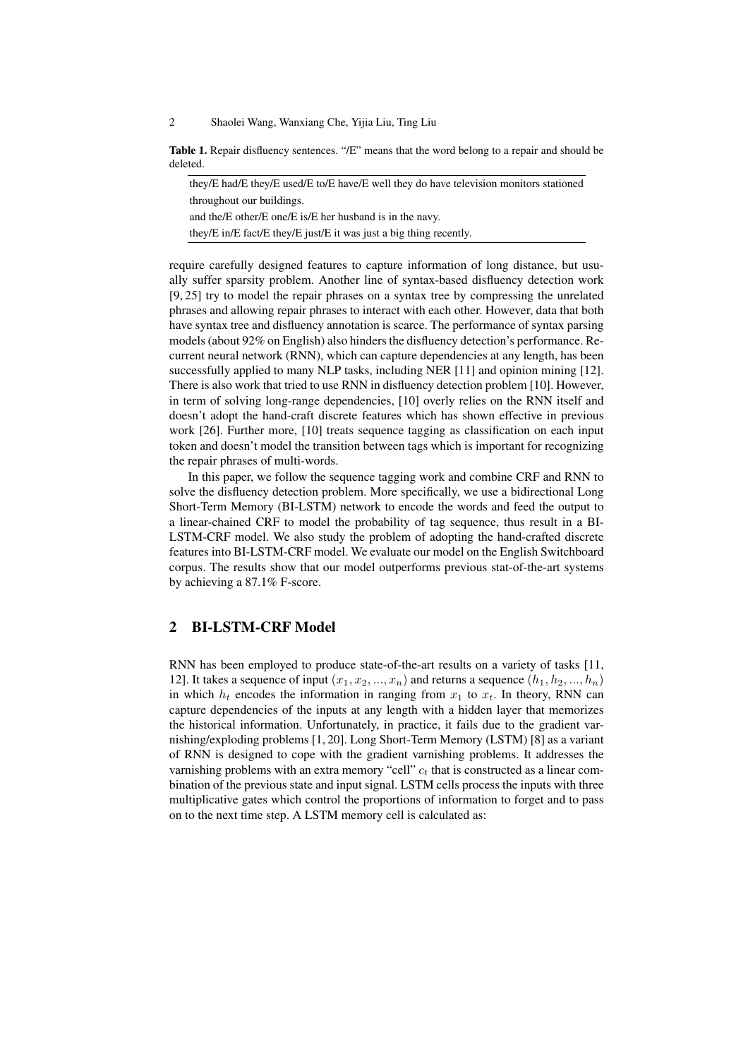**Table 1.** Repair disfluency sentences. "/E" means that the word belong to a repair and should be deleted.

| |
|---|
| they/E had/E they/E used/E to/E have/E well they do have television monitors stationed throughout our buildings. |
| and the/E other/E one/E is/E her husband is in the navy. |
| they/E in/E fact/E they/E just/E it was just a big thing recently. |

require carefully designed features to capture information of long distance, but usually suffer sparsity problem. Another line of syntax-based disfluency detection work [9, 25] try to model the repair phrases on a syntax tree by compressing the unrelated phrases and allowing repair phrases to interact with each other. However, data that both have syntax tree and disfluency annotation is scarce. The performance of syntax parsing models (about 92% on English) also hinders the disfluency detection's performance. Recurrent neural network (RNN), which can capture dependencies at any length, has been successfully applied to many NLP tasks, including NER [11] and opinion mining [12]. There is also work that tried to use RNN in disfluency detection problem [10]. However, in term of solving long-range dependencies, [10] overly relies on the RNN itself and doesn't adopt the hand-craft discrete features which has shown effective in previous work [26]. Further more, [10] treats sequence tagging as classification on each input token and doesn't model the transition between tags which is important for recognizing the repair phrases of multi-words.

In this paper, we follow the sequence tagging work and combine CRF and RNN to solve the disfluency detection problem. More specifically, we use a bidirectional Long Short-Term Memory (BI-LSTM) network to encode the words and feed the output to a linear-chained CRF to model the probability of tag sequence, thus result in a BI-LSTM-CRF model. We also study the problem of adopting the hand-crafted discrete features into BI-LSTM-CRF model. We evaluate our model on the English Switchboard corpus. The results show that our model outperforms previous stat-of-the-art systems by achieving a 87.1% F-score.

## 2 BI-LSTM-CRF Model

RNN has been employed to produce state-of-the-art results on a variety of tasks [11, 12]. It takes a sequence of input $(x_1, x_2, ..., x_n)$ and returns a sequence $(h_1, h_2, ..., h_n)$ in which $h_t$ encodes the information in ranging from $x_1$ to $x_t$. In theory, RNN can capture dependencies of the inputs at any length with a hidden layer that memorizes the historical information. Unfortunately, in practice, it fails due to the gradient varnishing/exploding problems [1, 20]. Long Short-Term Memory (LSTM) [8] as a variant of RNN is designed to cope with the gradient varnishing problems. It addresses the varnishing problems with an extra memory "cell" $c_t$ that is constructed as a linear combination of the previous state and input signal. LSTM cells process the inputs with three multiplicative gates which control the proportions of information to forget and to pass on to the next time step. A LSTM memory cell is calculated as: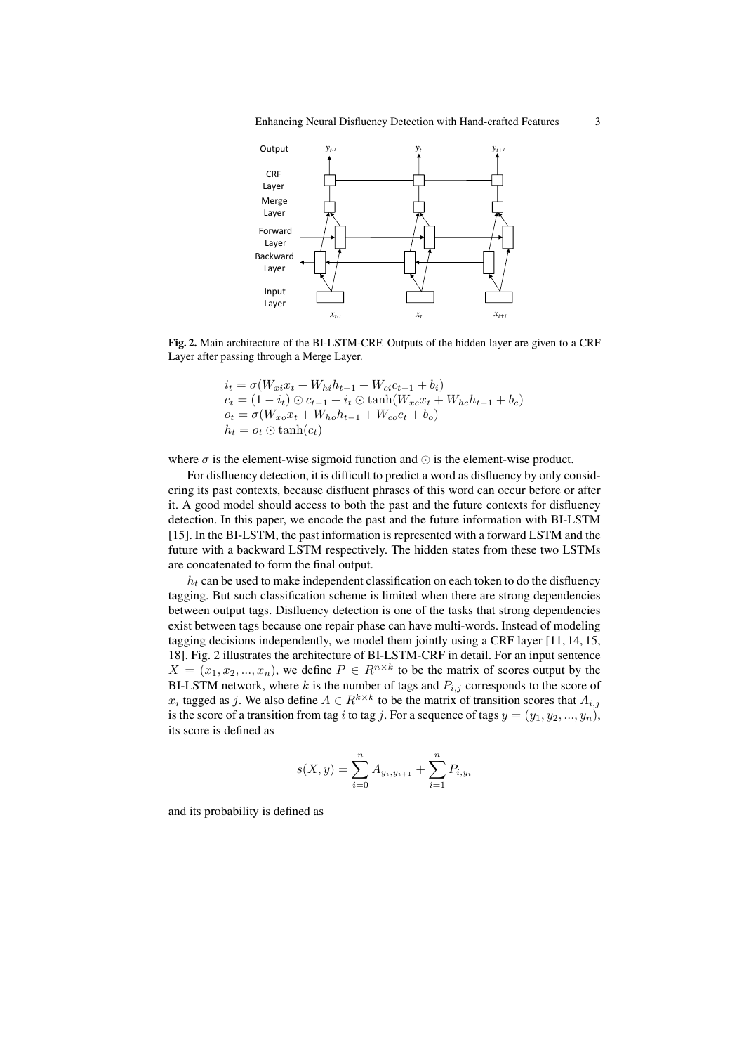**Fig. 2.** Main architecture of the BI-LSTM-CRF. Outputs of the hidden layer are given to a CRF Layer after passing through a Merge Layer.

$$
\begin{aligned}
i_t &= \sigma(W_{xi}x_t + W_{hi}h_{t-1} + W_{ci}c_{t-1} + b_i) \\
c_t &= (1 - i_t) \odot c_{t-1} + i_t \odot \tanh(W_{xc}x_t + W_{hc}h_{t-1} + b_c) \\
o_t &= \sigma(W_{xo}x_t + W_{ho}h_{t-1} + W_{co}c_t + b_o) \\
h_t &= o_t \odot \tanh(c_t)
\end{aligned}
$$

where $\sigma$ is the element-wise sigmoid function and $\odot$ is the element-wise product.

For disfluency detection, it is difficult to predict a word as disfluency by only considering its past contexts, because disfluent phrases of this word can occur before or after it. A good model should access to both the past and the future contexts for disfluency detection. In this paper, we encode the past and the future information with BI-LSTM [15]. In the BI-LSTM, the past information is represented with a forward LSTM and the future with a backward LSTM respectively. The hidden states from these two LSTMs are concatenated to form the final output.

$h_t$ can be used to make independent classification on each token to do the disfluency tagging. But such classification scheme is limited when there are strong dependencies between output tags. Disfluency detection is one of the tasks that strong dependencies exist between tags because one repair phase can have multi-words. Instead of modeling tagging decisions independently, we model them jointly using a CRF layer [11, 14, 15, 18]. Fig. 2 illustrates the architecture of BI-LSTM-CRF in detail. For an input sentence $X = (x_1, x_2, ..., x_n)$, we define $P \in R^{n \times k}$ to be the matrix of scores output by the BI-LSTM network, where $k$ is the number of tags and $P_{i,j}$ corresponds to the score of $x_i$ tagged as $j$. We also define $A \in R^{k \times k}$ to be the matrix of transition scores that $A_{i,j}$ is the score of a transition from tag $i$ to tag $j$. For a sequence of tags $y = (y_1, y_2, ..., y_n)$, its score is defined as

$$
s(X, y) = \sum_{i=0}^{n} A_{y_i, y_{i+1}} + \sum_{i=1}^{n} P_{i, y_i}
$$

and its probability is defined as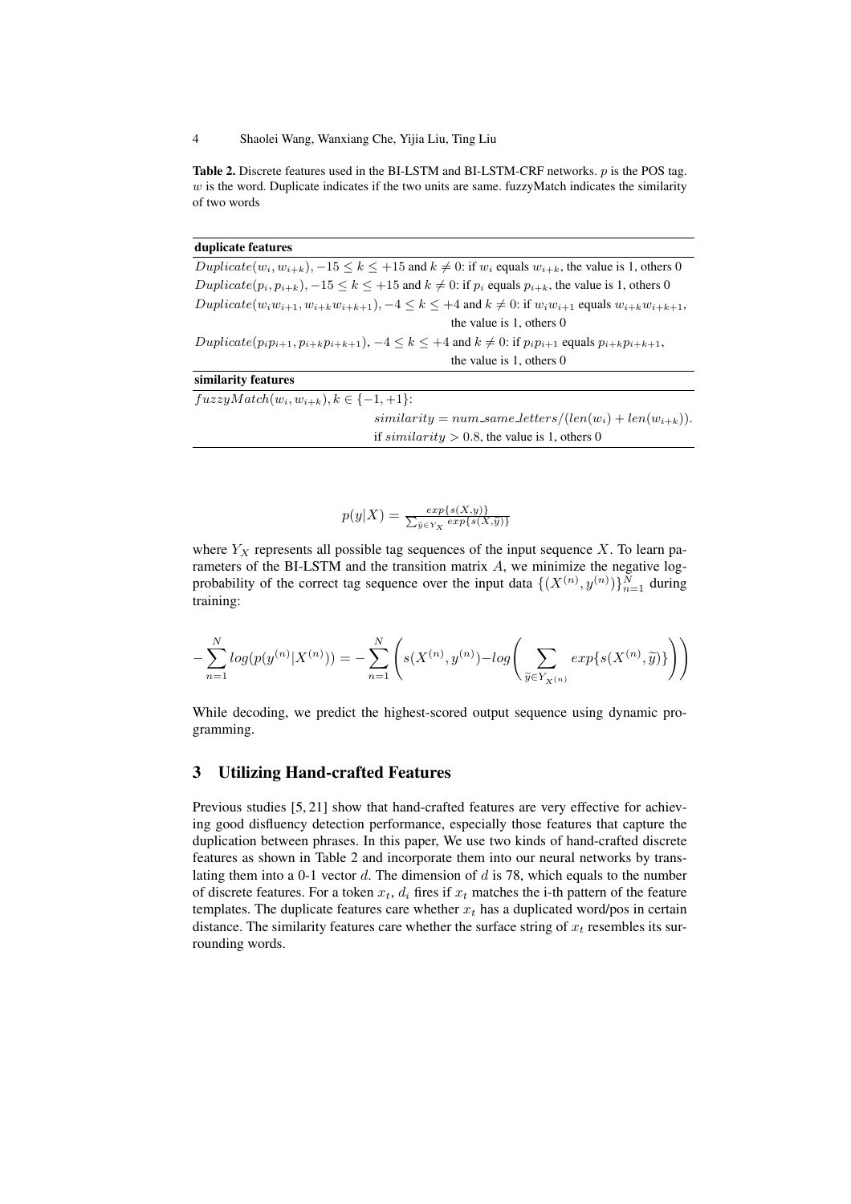**Table 2.** Discrete features used in the BI-LSTM and BI-LSTM-CRF networks. $p$ is the POS tag. $w$ is the word. Duplicate indicates if the two units are same. fuzzyMatch indicates the similarity of two words

| **duplicate features** | |
|---|---|
| $Duplicate(w_i, w_{i+k}), -15 \leq k \leq +15$ and $k \neq 0$: if $w_i$ equals $w_{i+k}$, the value is 1, others 0 | |
| $Duplicate(p_i, p_{i+k}), -15 \leq k \leq +15$ and $k \neq 0$: if $p_i$ equals $p_{i+k}$, the value is 1, others 0 | |
| $Duplicate(w_i w_{i+1}, w_{i+k} w_{i+k+1}), -4 \leq k \leq +4$ and $k \neq 0$: if $w_i w_{i+1}$ equals $w_{i+k} w_{i+k+1}$, the value is 1, others 0 | |
| $Duplicate(p_i p_{i+1}, p_{i+k} p_{i+k+1}), -4 \leq k \leq +4$ and $k \neq 0$: if $p_i p_{i+1}$ equals $p_{i+k} p_{i+k+1}$, the value is 1, others 0 | |
| **similarity features** | |
| $fuzzyMatch(w_i, w_{i+k}), k \in \{-1, +1\}$: | $similarity = num\_same\_letters/(len(w_i) + len(w_{i+k}))$. if $similarity > 0.8$, the value is 1, others 0 |

$$p(y|X) = \frac{exp\{s(X,y)\}}{\sum_{\widetilde{y} \in Y_X} exp\{s(X,\widetilde{y})\}}$$

where $Y_X$ represents all possible tag sequences of the input sequence $X$. To learn parameters of the BI-LSTM and the transition matrix $A$, we minimize the negative log-probability of the correct tag sequence over the input data $\{(X^{(n)}, y^{(n)})\}_{n=1}^{N}$ during training:

$$-\sum_{n=1}^{N} log(p(y^{(n)}|X^{(n)})) = -\sum_{n=1}^{N} \left( s(X^{(n)}, y^{(n)}) - log\left( \sum_{\widetilde{y} \in Y_{X^{(n)}}} exp\{s(X^{(n)}, \widetilde{y})\} \right) \right)$$

While decoding, we predict the highest-scored output sequence using dynamic programming.

## 3 Utilizing Hand-crafted Features

Previous studies [5, 21] show that hand-crafted features are very effective for achieving good disfluency detection performance, especially those features that capture the duplication between phrases. In this paper, We use two kinds of hand-crafted discrete features as shown in Table 2 and incorporate them into our neural networks by translating them into a 0-1 vector $d$. The dimension of $d$ is 78, which equals to the number of discrete features. For a token $x_t$, $d_i$ fires if $x_t$ matches the i-th pattern of the feature templates. The duplicate features care whether $x_t$ has a duplicated word/pos in certain distance. The similarity features care whether the surface string of $x_t$ resembles its surrounding words.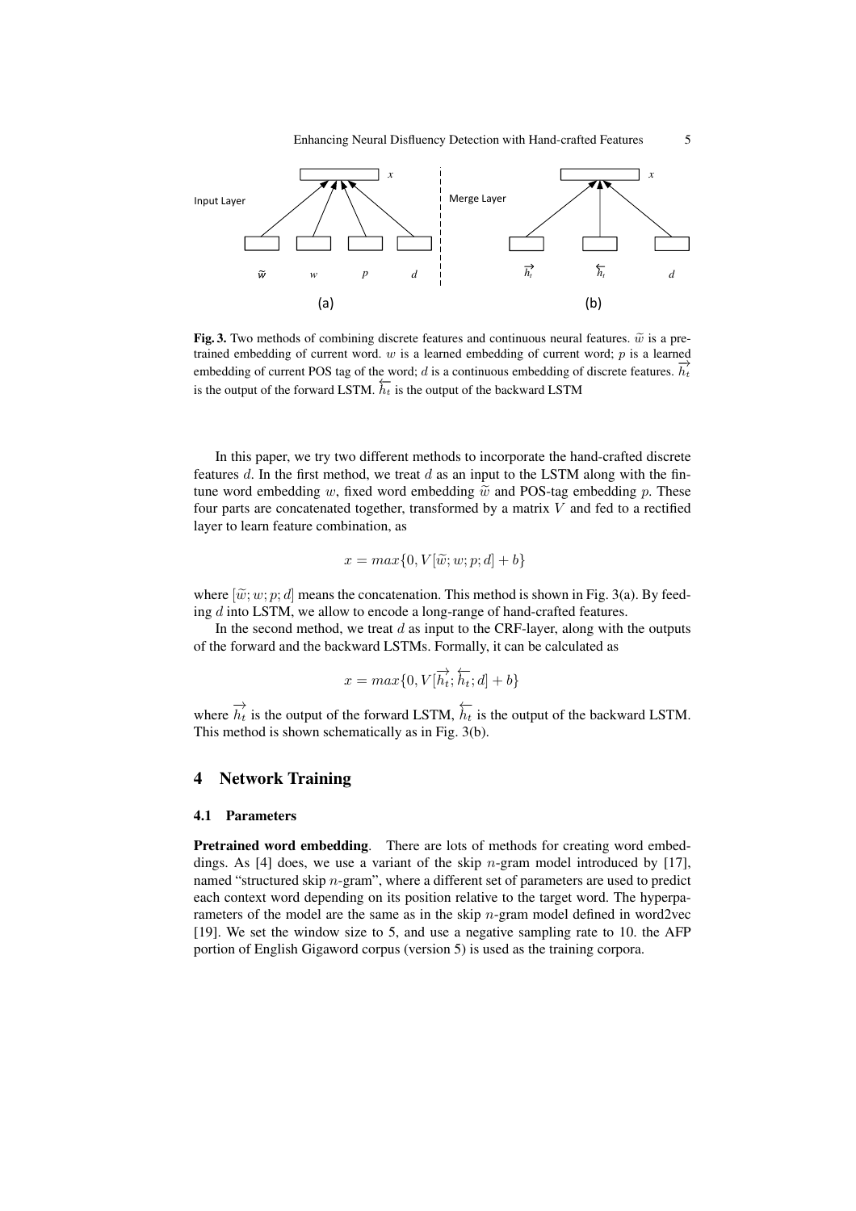**Fig. 3.** Two methods of combining discrete features and continuous neural features. $\widetilde{w}$ is a pretrained embedding of current word. $w$ is a learned embedding of current word; $p$ is a learned embedding of current POS tag of the word; $d$ is a continuous embedding of discrete features. $\overrightarrow{h_t}$ is the output of the forward LSTM. $\overleftarrow{h_t}$ is the output of the backward LSTM

In this paper, we try two different methods to incorporate the hand-crafted discrete features $d$. In the first method, we treat $d$ as an input to the LSTM along with the fintune word embedding $w$, fixed word embedding $\widetilde{w}$ and POS-tag embedding $p$. These four parts are concatenated together, transformed by a matrix $V$ and fed to a rectified layer to learn feature combination, as

$$x = max\{0, V[\widetilde{w}; w; p; d] + b\}$$

where $[\widetilde{w}; w; p; d]$ means the concatenation. This method is shown in Fig. 3(a). By feeding $d$ into LSTM, we allow to encode a long-range of hand-crafted features.

In the second method, we treat $d$ as input to the CRF-layer, along with the outputs of the forward and the backward LSTMs. Formally, it can be calculated as

$$x = max\{0, V[\overrightarrow{h_t}; \overleftarrow{h_t}; d] + b\}$$

where $\overrightarrow{h_t}$ is the output of the forward LSTM, $\overleftarrow{h_t}$ is the output of the backward LSTM. This method is shown schematically as in Fig. 3(b).

## 4 Network Training

### 4.1 Parameters

**Pretrained word embedding**. There are lots of methods for creating word embeddings. As [4] does, we use a variant of the skip $n$-gram model introduced by [17], named "structured skip $n$-gram", where a different set of parameters are used to predict each context word depending on its position relative to the target word. The hyperparameters of the model are the same as in the skip $n$-gram model defined in word2vec [19]. We set the window size to 5, and use a negative sampling rate to 10. the AFP portion of English Gigaword corpus (version 5) is used as the training corpora.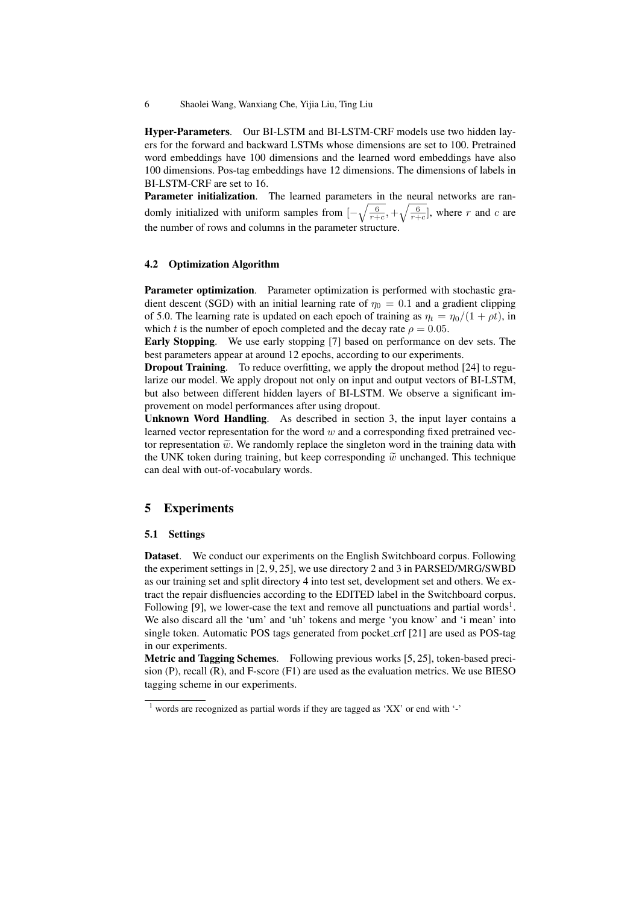**Hyper-Parameters**. Our BI-LSTM and BI-LSTM-CRF models use two hidden layers for the forward and backward LSTMs whose dimensions are set to 100. Pretrained word embeddings have 100 dimensions and the learned word embeddings have also 100 dimensions. Pos-tag embeddings have 12 dimensions. The dimensions of labels in BI-LSTM-CRF are set to 16.

**Parameter initialization**. The learned parameters in the neural networks are randomly initialized with uniform samples from $[-\sqrt{\frac{6}{r+c}}, +\sqrt{\frac{6}{r+c}}]$, where $r$ and $c$ are the number of rows and columns in the parameter structure.

### 4.2 Optimization Algorithm

**Parameter optimization**. Parameter optimization is performed with stochastic gradient descent (SGD) with an initial learning rate of $\eta_0 = 0.1$ and a gradient clipping of 5.0. The learning rate is updated on each epoch of training as $\eta_t = \eta_0/(1 + \rho t)$, in which $t$ is the number of epoch completed and the decay rate $\rho = 0.05$.

**Early Stopping**. We use early stopping [7] based on performance on dev sets. The best parameters appear at around 12 epochs, according to our experiments.

**Dropout Training**. To reduce overfitting, we apply the dropout method [24] to regularize our model. We apply dropout not only on input and output vectors of BI-LSTM, but also between different hidden layers of BI-LSTM. We observe a significant improvement on model performances after using dropout.

**Unknown Word Handling**. As described in section 3, the input layer contains a learned vector representation for the word $w$ and a corresponding fixed pretrained vector representation $\widetilde{w}$. We randomly replace the singleton word in the training data with the UNK token during training, but keep corresponding $\widetilde{w}$ unchanged. This technique can deal with out-of-vocabulary words.

## 5 Experiments

### 5.1 Settings

**Dataset**. We conduct our experiments on the English Switchboard corpus. Following the experiment settings in [2, 9, 25], we use directory 2 and 3 in PARSED/MRG/SWBD as our training set and split directory 4 into test set, development set and others. We extract the repair disfluencies according to the EDITED label in the Switchboard corpus. Following [9], we lower-case the text and remove all punctuations and partial words[1]. We also discard all the 'um' and 'uh' tokens and merge 'you know' and 'i mean' into single token. Automatic POS tags generated from pocket_crf [21] are used as POS-tag in our experiments.

**Metric and Tagging Schemes**. Following previous works [5, 25], token-based precision (P), recall (R), and F-score (F1) are used as the evaluation metrics. We use BIESO tagging scheme in our experiments.

[1] words are recognized as partial words if they are tagged as 'XX' or end with '-'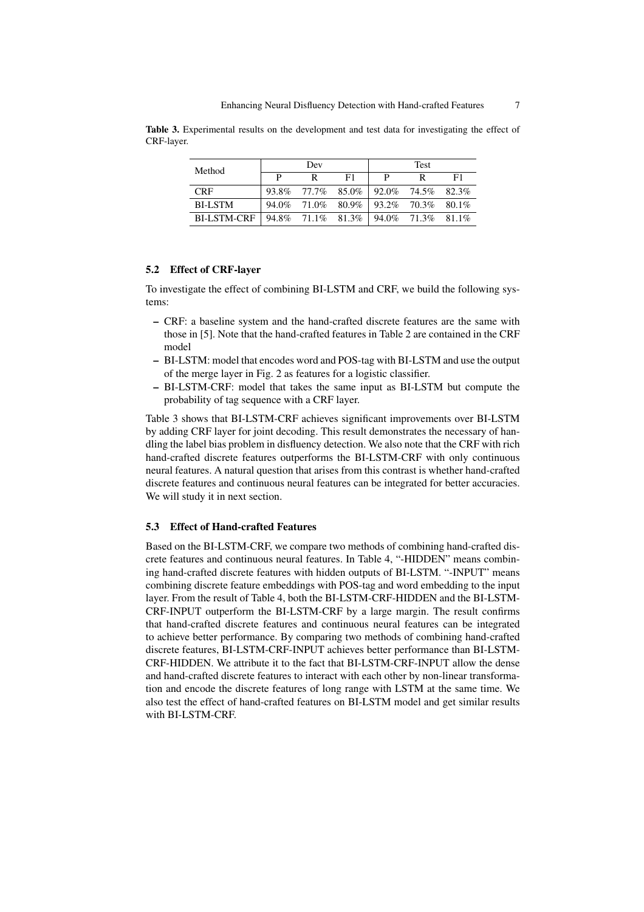**Table 3.** Experimental results on the development and test data for investigating the effect of CRF-layer.

| Method | Dev | | | Test | | |
|---|---|---|---|---|---|---|
| | P | R | F1 | P | R | F1 |
| CRF | 93.8% | 77.7% | 85.0% | 92.0% | 74.5% | 82.3% |
| BI-LSTM | 94.0% | 71.0% | 80.9% | 93.2% | 70.3% | 80.1% |
| BI-LSTM-CRF | 94.8% | 71.1% | 81.3% | 94.0% | 71.3% | 81.1% |

### 5.2 Effect of CRF-layer

To investigate the effect of combining BI-LSTM and CRF, we build the following systems:

- CRF: a baseline system and the hand-crafted discrete features are the same with those in [5]. Note that the hand-crafted features in Table 2 are contained in the CRF model
- BI-LSTM: model that encodes word and POS-tag with BI-LSTM and use the output of the merge layer in Fig. 2 as features for a logistic classifier.
- BI-LSTM-CRF: model that takes the same input as BI-LSTM but compute the probability of tag sequence with a CRF layer.

Table 3 shows that BI-LSTM-CRF achieves significant improvements over BI-LSTM by adding CRF layer for joint decoding. This result demonstrates the necessary of handling the label bias problem in disfluency detection. We also note that the CRF with rich hand-crafted discrete features outperforms the BI-LSTM-CRF with only continuous neural features. A natural question that arises from this contrast is whether hand-crafted discrete features and continuous neural features can be integrated for better accuracies. We will study it in next section.

### 5.3 Effect of Hand-crafted Features

Based on the BI-LSTM-CRF, we compare two methods of combining hand-crafted discrete features and continuous neural features. In Table 4, "-HIDDEN" means combining hand-crafted discrete features with hidden outputs of BI-LSTM. "-INPUT" means combining discrete feature embeddings with POS-tag and word embedding to the input layer. From the result of Table 4, both the BI-LSTM-CRF-HIDDEN and the BI-LSTM-CRF-INPUT outperform the BI-LSTM-CRF by a large margin. The result confirms that hand-crafted discrete features and continuous neural features can be integrated to achieve better performance. By comparing two methods of combining hand-crafted discrete features, BI-LSTM-CRF-INPUT achieves better performance than BI-LSTM-CRF-HIDDEN. We attribute it to the fact that BI-LSTM-CRF-INPUT allow the dense and hand-crafted discrete features to interact with each other by non-linear transformation and encode the discrete features of long range with LSTM at the same time. We also test the effect of hand-crafted features on BI-LSTM model and get similar results with BI-LSTM-CRF.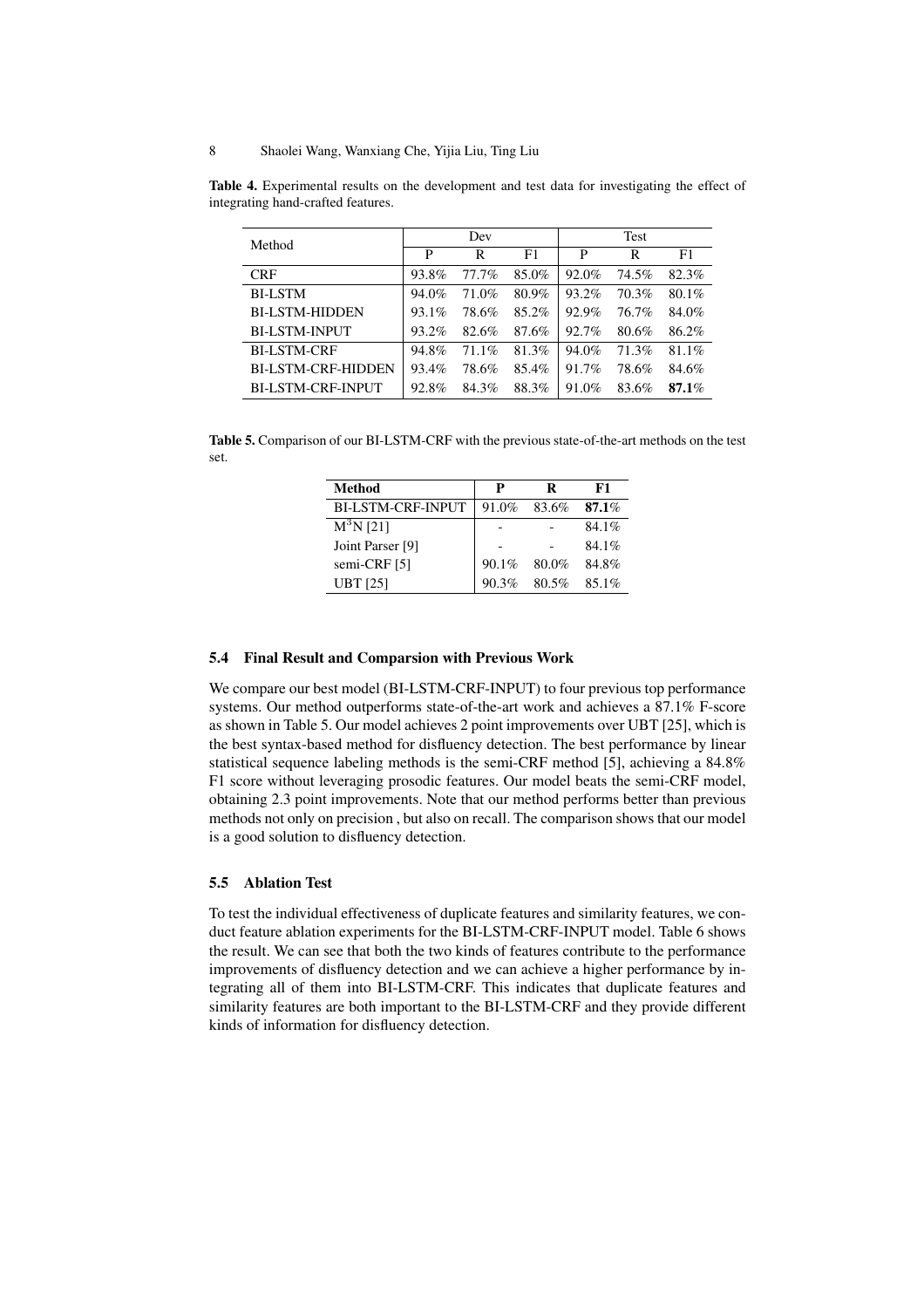**Table 4.** Experimental results on the development and test data for investigating the effect of integrating hand-crafted features.

| Method | Dev | | | Test | | |
|---|---|---|---|---|---|---|
| | P | R | F1 | P | R | F1 |
| CRF | 93.8% | 77.7% | 85.0% | 92.0% | 74.5% | 82.3% |
| BI-LSTM | 94.0% | 71.0% | 80.9% | 93.2% | 70.3% | 80.1% |
| BI-LSTM-HIDDEN | 93.1% | 78.6% | 85.2% | 92.9% | 76.7% | 84.0% |
| BI-LSTM-INPUT | 93.2% | 82.6% | 87.6% | 92.7% | 80.6% | 86.2% |
| BI-LSTM-CRF | 94.8% | 71.1% | 81.3% | 94.0% | 71.3% | 81.1% |
| BI-LSTM-CRF-HIDDEN | 93.4% | 78.6% | 85.4% | 91.7% | 78.6% | 84.6% |
| BI-LSTM-CRF-INPUT | 92.8% | 84.3% | 88.3% | 91.0% | 83.6% | **87.1%** |

**Table 5.** Comparison of our BI-LSTM-CRF with the previous state-of-the-art methods on the test set.

| **Method** | **P** | **R** | **F1** |
|---|---|---|---|
| BI-LSTM-CRF-INPUT | 91.0% | 83.6% | **87.1%** |
| $M^3N$ [21] | - | - | 84.1% |
| Joint Parser [9] | - | - | 84.1% |
| semi-CRF [5] | 90.1% | 80.0% | 84.8% |
| UBT [25] | 90.3% | 80.5% | 85.1% |

### 5.4 Final Result and Comparsion with Previous Work

We compare our best model (BI-LSTM-CRF-INPUT) to four previous top performance systems. Our method outperforms state-of-the-art work and achieves a 87.1% F-score as shown in Table 5. Our model achieves 2 point improvements over UBT [25], which is the best syntax-based method for disfluency detection. The best performance by linear statistical sequence labeling methods is the semi-CRF method [5], achieving a 84.8% F1 score without leveraging prosodic features. Our model beats the semi-CRF model, obtaining 2.3 point improvements. Note that our method performs better than previous methods not only on precision , but also on recall. The comparison shows that our model is a good solution to disfluency detection.

### 5.5 Ablation Test

To test the individual effectiveness of duplicate features and similarity features, we conduct feature ablation experiments for the BI-LSTM-CRF-INPUT model. Table 6 shows the result. We can see that both the two kinds of features contribute to the performance improvements of disfluency detection and we can achieve a higher performance by integrating all of them into BI-LSTM-CRF. This indicates that duplicate features and similarity features are both important to the BI-LSTM-CRF and they provide different kinds of information for disfluency detection.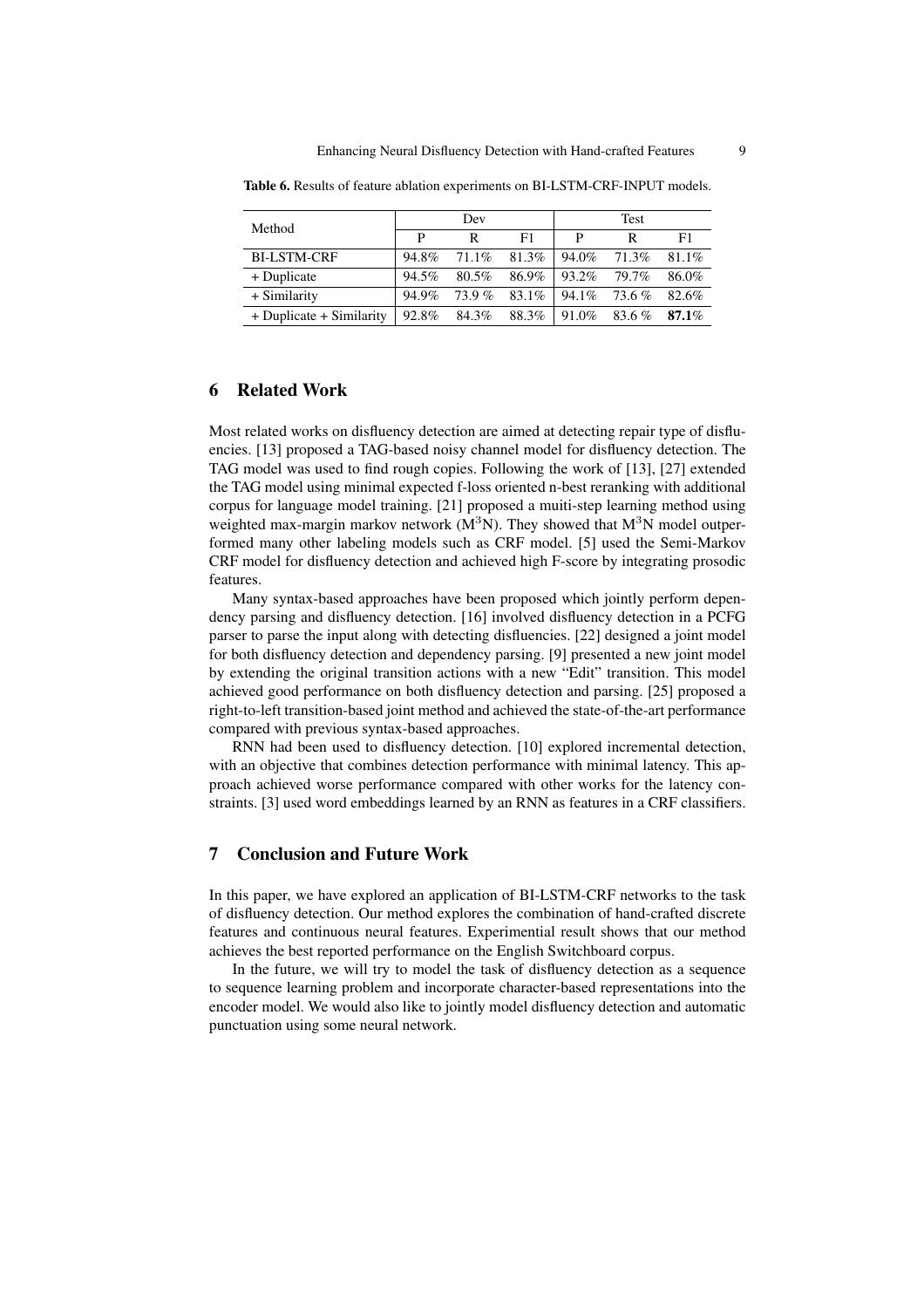**Table 6.** Results of feature ablation experiments on BI-LSTM-CRF-INPUT models.

| Method | Dev | | | Test | | |
|---|---|---|---|---|---|---|
| | P | R | F1 | P | R | F1 |
| BI-LSTM-CRF | 94.8% | 71.1% | 81.3% | 94.0% | 71.3% | 81.1% |
| + Duplicate | 94.5% | 80.5% | 86.9% | 93.2% | 79.7% | 86.0% |
| + Similarity | 94.9% | 73.9 % | 83.1% | 94.1% | 73.6 % | 82.6% |
| + Duplicate + Similarity | 92.8% | 84.3% | 88.3% | 91.0% | 83.6 % | **87.1**% |

## 6 Related Work

Most related works on disfluency detection are aimed at detecting repair type of disfluencies. [13] proposed a TAG-based noisy channel model for disfluency detection. The TAG model was used to find rough copies. Following the work of [13], [27] extended the TAG model using minimal expected f-loss oriented n-best reranking with additional corpus for language model training. [21] proposed a muiti-step learning method using weighted max-margin markov network ($M^3N$). They showed that $M^3N$ model outperformed many other labeling models such as CRF model. [5] used the Semi-Markov CRF model for disfluency detection and achieved high F-score by integrating prosodic features.

Many syntax-based approaches have been proposed which jointly perform dependency parsing and disfluency detection. [16] involved disfluency detection in a PCFG parser to parse the input along with detecting disfluencies. [22] designed a joint model for both disfluency detection and dependency parsing. [9] presented a new joint model by extending the original transition actions with a new "Edit" transition. This model achieved good performance on both disfluency detection and parsing. [25] proposed a right-to-left transition-based joint method and achieved the state-of-the-art performance compared with previous syntax-based approaches.

RNN had been used to disfluency detection. [10] explored incremental detection, with an objective that combines detection performance with minimal latency. This approach achieved worse performance compared with other works for the latency constraints. [3] used word embeddings learned by an RNN as features in a CRF classifiers.

## 7 Conclusion and Future Work

In this paper, we have explored an application of BI-LSTM-CRF networks to the task of disfluency detection. Our method explores the combination of hand-crafted discrete features and continuous neural features. Experimental result shows that our method achieves the best reported performance on the English Switchboard corpus.

In the future, we will try to model the task of disfluency detection as a sequence to sequence learning problem and incorporate character-based representations into the encoder model. We would also like to jointly model disfluency detection and automatic punctuation using some neural network.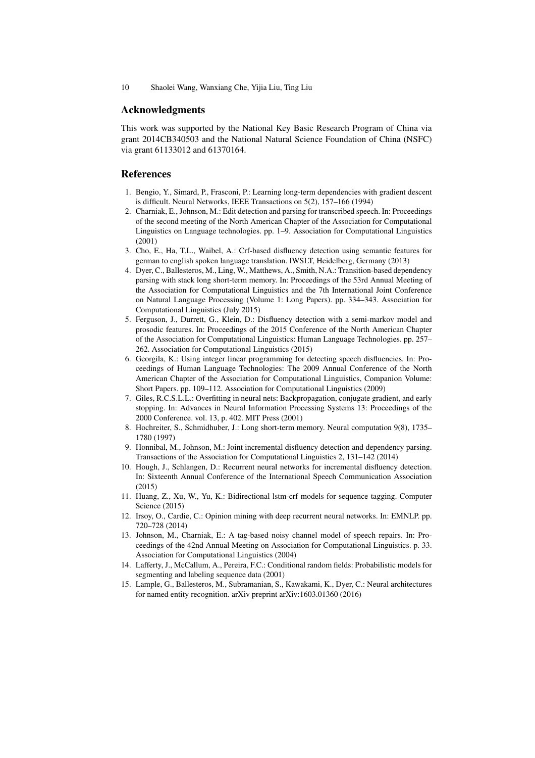## Acknowledgments

This work was supported by the National Key Basic Research Program of China via grant 2014CB340503 and the National Natural Science Foundation of China (NSFC) via grant 61133012 and 61370164.

## References

1. Bengio, Y., Simard, P., Frasconi, P.: Learning long-term dependencies with gradient descent is difficult. Neural Networks, IEEE Transactions on 5(2), 157–166 (1994)
2. Charniak, E., Johnson, M.: Edit detection and parsing for transcribed speech. In: Proceedings of the second meeting of the North American Chapter of the Association for Computational Linguistics on Language technologies. pp. 1–9. Association for Computational Linguistics (2001)
3. Cho, E., Ha, T.L., Waibel, A.: Crf-based disfluency detection using semantic features for german to english spoken language translation. IWSLT, Heidelberg, Germany (2013)
4. Dyer, C., Ballesteros, M., Ling, W., Matthews, A., Smith, N.A.: Transition-based dependency parsing with stack long short-term memory. In: Proceedings of the 53rd Annual Meeting of the Association for Computational Linguistics and the 7th International Joint Conference on Natural Language Processing (Volume 1: Long Papers). pp. 334–343. Association for Computational Linguistics (July 2015)
5. Ferguson, J., Durrett, G., Klein, D.: Disfluency detection with a semi-markov model and prosodic features. In: Proceedings of the 2015 Conference of the North American Chapter of the Association for Computational Linguistics: Human Language Technologies. pp. 257–262. Association for Computational Linguistics (2015)
6. Georgila, K.: Using integer linear programming for detecting speech disfluencies. In: Proceedings of Human Language Technologies: The 2009 Annual Conference of the North American Chapter of the Association for Computational Linguistics, Companion Volume: Short Papers. pp. 109–112. Association for Computational Linguistics (2009)
7. Giles, R.C.S.L.L.: Overfitting in neural nets: Backpropagation, conjugate gradient, and early stopping. In: Advances in Neural Information Processing Systems 13: Proceedings of the 2000 Conference. vol. 13, p. 402. MIT Press (2001)
8. Hochreiter, S., Schmidhuber, J.: Long short-term memory. Neural computation 9(8), 1735–1780 (1997)
9. Honnibal, M., Johnson, M.: Joint incremental disfluency detection and dependency parsing. Transactions of the Association for Computational Linguistics 2, 131–142 (2014)
10. Hough, J., Schlangen, D.: Recurrent neural networks for incremental disfluency detection. In: Sixteenth Annual Conference of the International Speech Communication Association (2015)
11. Huang, Z., Xu, W., Yu, K.: Bidirectional lstm-crf models for sequence tagging. Computer Science (2015)
12. Irsoy, O., Cardie, C.: Opinion mining with deep recurrent neural networks. In: EMNLP. pp. 720–728 (2014)
13. Johnson, M., Charniak, E.: A tag-based noisy channel model of speech repairs. In: Proceedings of the 42nd Annual Meeting on Association for Computational Linguistics. p. 33. Association for Computational Linguistics (2004)
14. Lafferty, J., McCallum, A., Pereira, F.C.: Conditional random fields: Probabilistic models for segmenting and labeling sequence data (2001)
15. Lample, G., Ballesteros, M., Subramanian, S., Kawakami, K., Dyer, C.: Neural architectures for named entity recognition. arXiv preprint arXiv:1603.01360 (2016)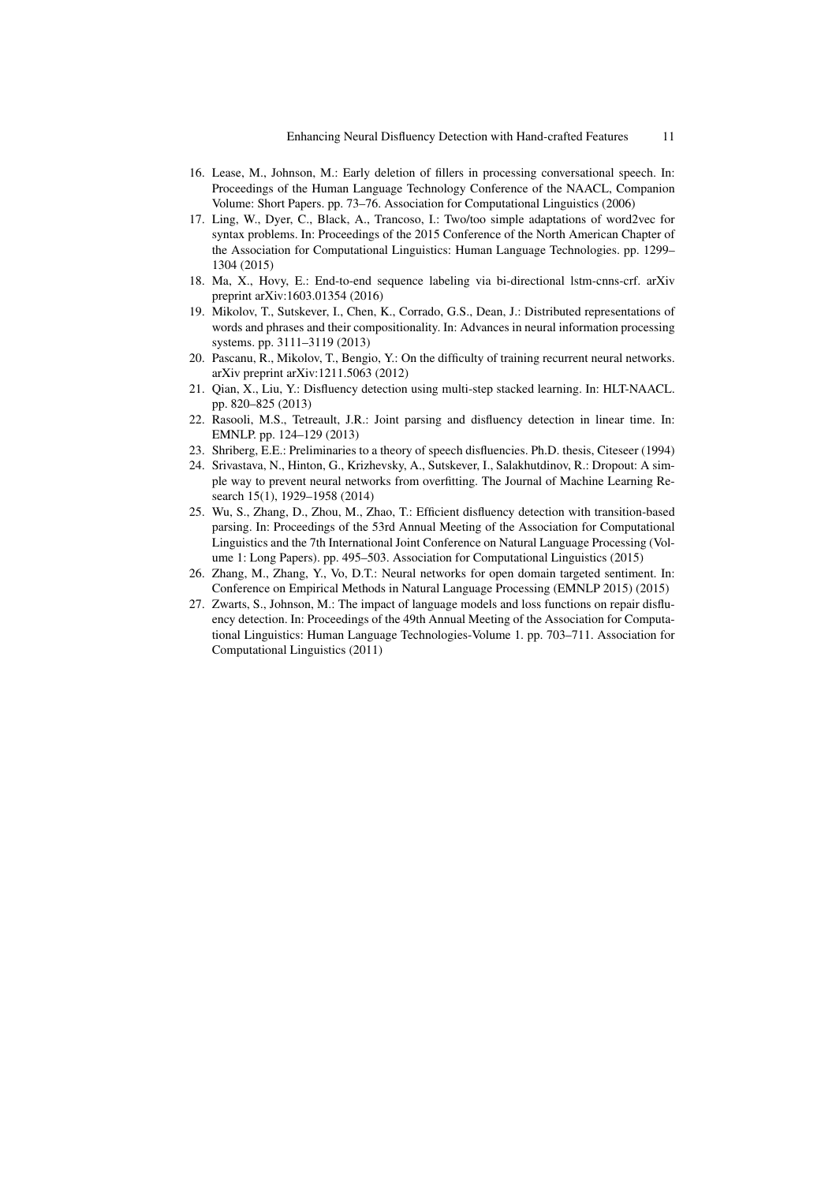16. Lease, M., Johnson, M.: Early deletion of fillers in processing conversational speech. In: Proceedings of the Human Language Technology Conference of the NAACL, Companion Volume: Short Papers. pp. 73–76. Association for Computational Linguistics (2006)
17. Ling, W., Dyer, C., Black, A., Trancoso, I.: Two/too simple adaptations of word2vec for syntax problems. In: Proceedings of the 2015 Conference of the North American Chapter of the Association for Computational Linguistics: Human Language Technologies. pp. 1299–1304 (2015)
18. Ma, X., Hovy, E.: End-to-end sequence labeling via bi-directional lstm-cnns-crf. arXiv preprint arXiv:1603.01354 (2016)
19. Mikolov, T., Sutskever, I., Chen, K., Corrado, G.S., Dean, J.: Distributed representations of words and phrases and their compositionality. In: Advances in neural information processing systems. pp. 3111–3119 (2013)
20. Pascanu, R., Mikolov, T., Bengio, Y.: On the difficulty of training recurrent neural networks. arXiv preprint arXiv:1211.5063 (2012)
21. Qian, X., Liu, Y.: Disfluency detection using multi-step stacked learning. In: HLT-NAACL. pp. 820–825 (2013)
22. Rasooli, M.S., Tetreault, J.R.: Joint parsing and disfluency detection in linear time. In: EMNLP. pp. 124–129 (2013)
23. Shriberg, E.E.: Preliminaries to a theory of speech disfluencies. Ph.D. thesis, Citeseer (1994)
24. Srivastava, N., Hinton, G., Krizhevsky, A., Sutskever, I., Salakhutdinov, R.: Dropout: A simple way to prevent neural networks from overfitting. The Journal of Machine Learning Research 15(1), 1929–1958 (2014)
25. Wu, S., Zhang, D., Zhou, M., Zhao, T.: Efficient disfluency detection with transition-based parsing. In: Proceedings of the 53rd Annual Meeting of the Association for Computational Linguistics and the 7th International Joint Conference on Natural Language Processing (Volume 1: Long Papers). pp. 495–503. Association for Computational Linguistics (2015)
26. Zhang, M., Zhang, Y., Vo, D.T.: Neural networks for open domain targeted sentiment. In: Conference on Empirical Methods in Natural Language Processing (EMNLP 2015) (2015)
27. Zwarts, S., Johnson, M.: The impact of language models and loss functions on repair disfluency detection. In: Proceedings of the 49th Annual Meeting of the Association for Computational Linguistics: Human Language Technologies-Volume 1. pp. 703–711. Association for Computational Linguistics (2011)